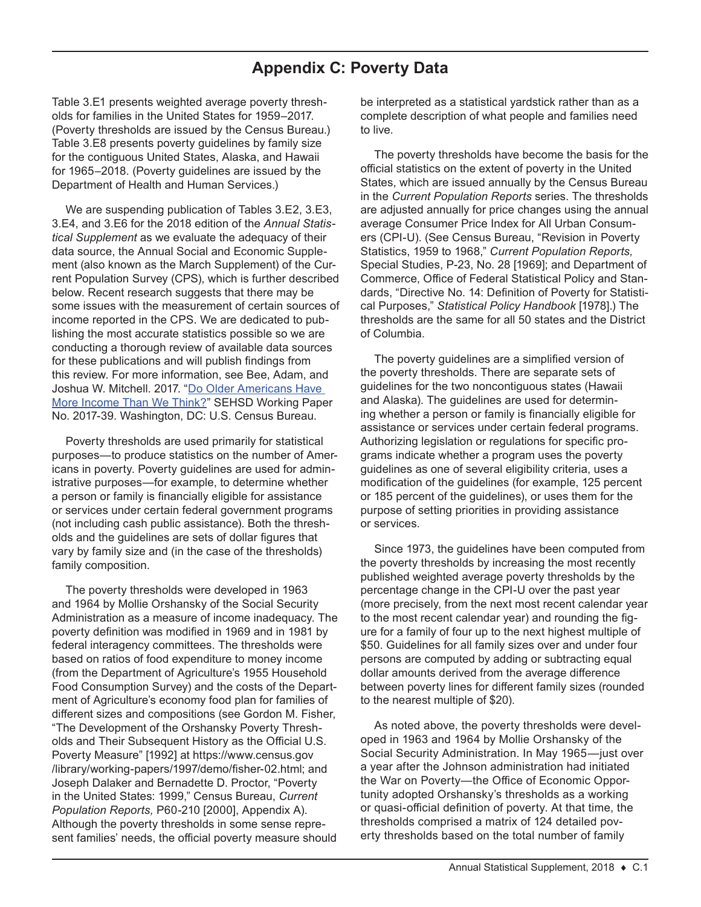# Appendix C: Poverty Data

Table 3.E1 presents weighted average poverty thresholds for families in the United States for 1959–2017. (Poverty thresholds are issued by the Census Bureau.) Table 3.E8 presents poverty guidelines by family size for the contiguous United States, Alaska, and Hawaii for 1965–2018. (Poverty guidelines are issued by the Department of Health and Human Services.)

We are suspending publication of Tables 3.E2, 3.E3, 3.E4, and 3.E6 for the 2018 edition of the *Annual Statistical Supplement* as we evaluate the adequacy of their data source, the Annual Social and Economic Supplement (also known as the March Supplement) of the Current Population Survey (CPS), which is further described below. Recent research suggests that there may be some issues with the measurement of certain sources of income reported in the CPS. We are dedicated to publishing the most accurate statistics possible so we are conducting a thorough review of available data sources for these publications and will publish findings from this review. For more information, see Bee, Adam, and Joshua W. Mitchell. 2017. "Do Older Americans Have More Income Than We Think?" SEHSD Working Paper No. 2017-39. Washington, DC: U.S. Census Bureau.

Poverty thresholds are used primarily for statistical purposes—to produce statistics on the number of Americans in poverty. Poverty guidelines are used for administrative purposes—for example, to determine whether a person or family is financially eligible for assistance or services under certain federal government programs (not including cash public assistance). Both the thresholds and the guidelines are sets of dollar figures that vary by family size and (in the case of the thresholds) family composition.

The poverty thresholds were developed in 1963 and 1964 by Mollie Orshansky of the Social Security Administration as a measure of income inadequacy. The poverty definition was modified in 1969 and in 1981 by federal interagency committees. The thresholds were based on ratios of food expenditure to money income (from the Department of Agriculture's 1955 Household Food Consumption Survey) and the costs of the Department of Agriculture's economy food plan for families of different sizes and compositions (see Gordon M. Fisher, "The Development of the Orshansky Poverty Thresholds and Their Subsequent History as the Official U.S. Poverty Measure" [1992] at https://www.census.gov/library/working-papers/1997/demo/fisher-02.html; and Joseph Dalaker and Bernadette D. Proctor, "Poverty in the United States: 1999," Census Bureau, *Current Population Reports,* P60-210 [2000], Appendix A). Although the poverty thresholds in some sense represent families' needs, the official poverty measure should be interpreted as a statistical yardstick rather than as a complete description of what people and families need to live.

The poverty thresholds have become the basis for the official statistics on the extent of poverty in the United States, which are issued annually by the Census Bureau in the *Current Population Reports* series. The thresholds are adjusted annually for price changes using the annual average Consumer Price Index for All Urban Consumers (CPI-U). (See Census Bureau, "Revision in Poverty Statistics, 1959 to 1968," *Current Population Reports,* Special Studies, P-23, No. 28 [1969]; and Department of Commerce, Office of Federal Statistical Policy and Standards, "Directive No. 14: Definition of Poverty for Statistical Purposes," *Statistical Policy Handbook* [1978].) The thresholds are the same for all 50 states and the District of Columbia.

The poverty guidelines are a simplified version of the poverty thresholds. There are separate sets of guidelines for the two noncontiguous states (Hawaii and Alaska). The guidelines are used for determining whether a person or family is financially eligible for assistance or services under certain federal programs. Authorizing legislation or regulations for specific programs indicate whether a program uses the poverty guidelines as one of several eligibility criteria, uses a modification of the guidelines (for example, 125 percent or 185 percent of the guidelines), or uses them for the purpose of setting priorities in providing assistance or services.

Since 1973, the guidelines have been computed from the poverty thresholds by increasing the most recently published weighted average poverty thresholds by the percentage change in the CPI-U over the past year (more precisely, from the next most recent calendar year to the most recent calendar year) and rounding the figure for a family of four up to the next highest multiple of $50. Guidelines for all family sizes over and under four persons are computed by adding or subtracting equal dollar amounts derived from the average difference between poverty lines for different family sizes (rounded to the nearest multiple of $20).

As noted above, the poverty thresholds were developed in 1963 and 1964 by Mollie Orshansky of the Social Security Administration. In May 1965—just over a year after the Johnson administration had initiated the War on Poverty—the Office of Economic Opportunity adopted Orshansky's thresholds as a working or quasi-official definition of poverty. At that time, the thresholds comprised a matrix of 124 detailed poverty thresholds based on the total number of family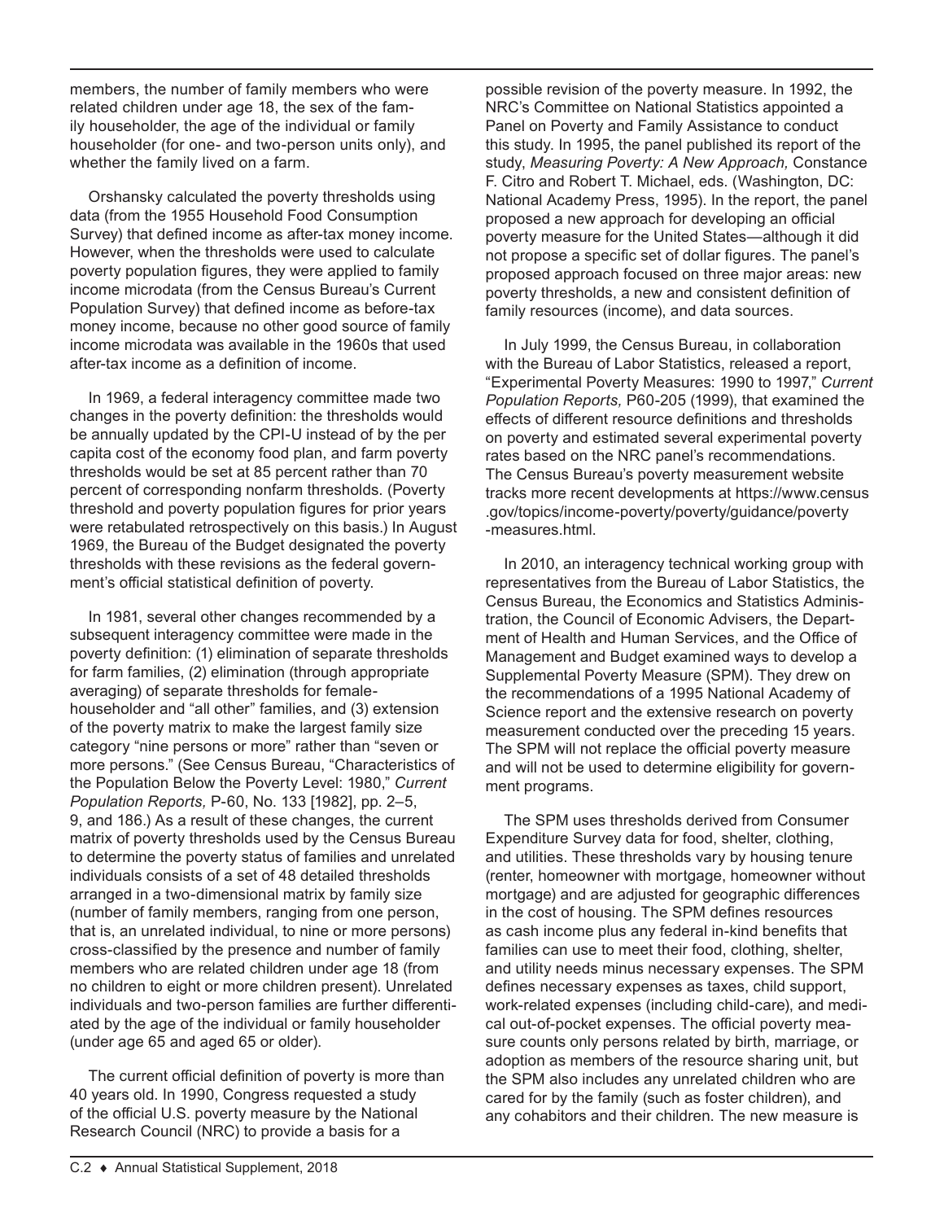members, the number of family members who were related children under age 18, the sex of the family householder, the age of the individual or family householder (for one- and two-person units only), and whether the family lived on a farm.

Orshansky calculated the poverty thresholds using data (from the 1955 Household Food Consumption Survey) that defined income as after-tax money income. However, when the thresholds were used to calculate poverty population figures, they were applied to family income microdata (from the Census Bureau's Current Population Survey) that defined income as before-tax money income, because no other good source of family income microdata was available in the 1960s that used after-tax income as a definition of income.

In 1969, a federal interagency committee made two changes in the poverty definition: the thresholds would be annually updated by the CPI-U instead of by the per capita cost of the economy food plan, and farm poverty thresholds would be set at 85 percent rather than 70 percent of corresponding nonfarm thresholds. (Poverty threshold and poverty population figures for prior years were retabulated retrospectively on this basis.) In August 1969, the Bureau of the Budget designated the poverty thresholds with these revisions as the federal government's official statistical definition of poverty.

In 1981, several other changes recommended by a subsequent interagency committee were made in the poverty definition: (1) elimination of separate thresholds for farm families, (2) elimination (through appropriate averaging) of separate thresholds for female-householder and "all other" families, and (3) extension of the poverty matrix to make the largest family size category "nine persons or more" rather than "seven or more persons." (See Census Bureau, "Characteristics of the Population Below the Poverty Level: 1980," *Current Population Reports,* P-60, No. 133 [1982], pp. 2–5, 9, and 186.) As a result of these changes, the current matrix of poverty thresholds used by the Census Bureau to determine the poverty status of families and unrelated individuals consists of a set of 48 detailed thresholds arranged in a two-dimensional matrix by family size (number of family members, ranging from one person, that is, an unrelated individual, to nine or more persons) cross-classified by the presence and number of family members who are related children under age 18 (from no children to eight or more children present). Unrelated individuals and two-person families are further differentiated by the age of the individual or family householder (under age 65 and aged 65 or older).

The current official definition of poverty is more than 40 years old. In 1990, Congress requested a study of the official U.S. poverty measure by the National Research Council (NRC) to provide a basis for a possible revision of the poverty measure. In 1992, the NRC's Committee on National Statistics appointed a Panel on Poverty and Family Assistance to conduct this study. In 1995, the panel published its report of the study, *Measuring Poverty: A New Approach,* Constance F. Citro and Robert T. Michael, eds. (Washington, DC: National Academy Press, 1995). In the report, the panel proposed a new approach for developing an official poverty measure for the United States—although it did not propose a specific set of dollar figures. The panel's proposed approach focused on three major areas: new poverty thresholds, a new and consistent definition of family resources (income), and data sources.

In July 1999, the Census Bureau, in collaboration with the Bureau of Labor Statistics, released a report, "Experimental Poverty Measures: 1990 to 1997," *Current Population Reports,* P60-205 (1999), that examined the effects of different resource definitions and thresholds on poverty and estimated several experimental poverty rates based on the NRC panel's recommendations. The Census Bureau's poverty measurement website tracks more recent developments at https://www.census.gov/topics/income-poverty/poverty/guidance/poverty-measures.html.

In 2010, an interagency technical working group with representatives from the Bureau of Labor Statistics, the Census Bureau, the Economics and Statistics Administration, the Council of Economic Advisers, the Department of Health and Human Services, and the Office of Management and Budget examined ways to develop a Supplemental Poverty Measure (SPM). They drew on the recommendations of a 1995 National Academy of Science report and the extensive research on poverty measurement conducted over the preceding 15 years. The SPM will not replace the official poverty measure and will not be used to determine eligibility for government programs.

The SPM uses thresholds derived from Consumer Expenditure Survey data for food, shelter, clothing, and utilities. These thresholds vary by housing tenure (renter, homeowner with mortgage, homeowner without mortgage) and are adjusted for geographic differences in the cost of housing. The SPM defines resources as cash income plus any federal in-kind benefits that families can use to meet their food, clothing, shelter, and utility needs minus necessary expenses. The SPM defines necessary expenses as taxes, child support, work-related expenses (including child-care), and medical out-of-pocket expenses. The official poverty measure counts only persons related by birth, marriage, or adoption as members of the resource sharing unit, but the SPM also includes any unrelated children who are cared for by the family (such as foster children), and any cohabitors and their children. The new measure is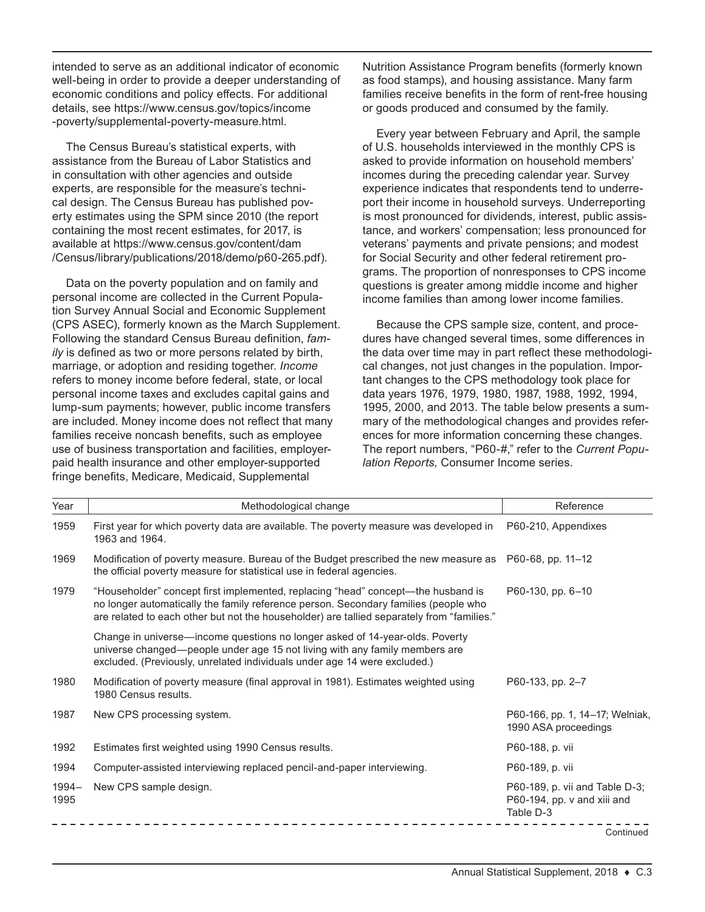intended to serve as an additional indicator of economic well-being in order to provide a deeper understanding of economic conditions and policy effects. For additional details, see https://www.census.gov/topics/income-poverty/supplemental-poverty-measure.html.

The Census Bureau's statistical experts, with assistance from the Bureau of Labor Statistics and in consultation with other agencies and outside experts, are responsible for the measure's technical design. The Census Bureau has published poverty estimates using the SPM since 2010 (the report containing the most recent estimates, for 2017, is available at https://www.census.gov/content/dam/Census/library/publications/2018/demo/p60-265.pdf).

Data on the poverty population and on family and personal income are collected in the Current Population Survey Annual Social and Economic Supplement (CPS ASEC), formerly known as the March Supplement. Following the standard Census Bureau definition, *family* is defined as two or more persons related by birth, marriage, or adoption and residing together. *Income* refers to money income before federal, state, or local personal income taxes and excludes capital gains and lump-sum payments; however, public income transfers are included. Money income does not reflect that many families receive noncash benefits, such as employee use of business transportation and facilities, employer-paid health insurance and other employer-supported fringe benefits, Medicare, Medicaid, Supplemental Nutrition Assistance Program benefits (formerly known as food stamps), and housing assistance. Many farm families receive benefits in the form of rent-free housing or goods produced and consumed by the family.

Every year between February and April, the sample of U.S. households interviewed in the monthly CPS is asked to provide information on household members' incomes during the preceding calendar year. Survey experience indicates that respondents tend to underreport their income in household surveys. Underreporting is most pronounced for dividends, interest, public assistance, and workers' compensation; less pronounced for veterans' payments and private pensions; and modest for Social Security and other federal retirement programs. The proportion of nonresponses to CPS income questions is greater among middle income and higher income families than among lower income families.

Because the CPS sample size, content, and procedures have changed several times, some differences in the data over time may in part reflect these methodological changes, not just changes in the population. Important changes to the CPS methodology took place for data years 1976, 1979, 1980, 1987, 1988, 1992, 1994, 1995, 2000, and 2013. The table below presents a summary of the methodological changes and provides references for more information concerning these changes. The report numbers, "P60-#," refer to the *Current Population Reports,* Consumer Income series.

| Year | Methodological change | Reference |
|---|---|---|
| 1959 | First year for which poverty data are available. The poverty measure was developed in 1963 and 1964. | P60-210, Appendixes |
| 1969 | Modification of poverty measure. Bureau of the Budget prescribed the new measure as the official poverty measure for statistical use in federal agencies. | P60-68, pp. 11–12 |
| 1979 | "Householder" concept first implemented, replacing "head" concept—the husband is no longer automatically the family reference person. Secondary families (people who are related to each other but not the householder) are tallied separately from "families." | P60-130, pp. 6–10 |
| | Change in universe—income questions no longer asked of 14-year-olds. Poverty universe changed—people under age 15 not living with any family members are excluded. (Previously, unrelated individuals under age 14 were excluded.) | |
| 1980 | Modification of poverty measure (final approval in 1981). Estimates weighted using 1980 Census results. | P60-133, pp. 2–7 |
| 1987 | New CPS processing system. | P60-166, pp. 1, 14–17; Welniak, 1990 ASA proceedings |
| 1992 | Estimates first weighted using 1990 Census results. | P60-188, p. vii |
| 1994 | Computer-assisted interviewing replaced pencil-and-paper interviewing. | P60-189, p. vii |
| 1994–1995 | New CPS sample design. | P60-189, p. vii and Table D-3; P60-194, pp. v and xiii and Table D-3 |

Continued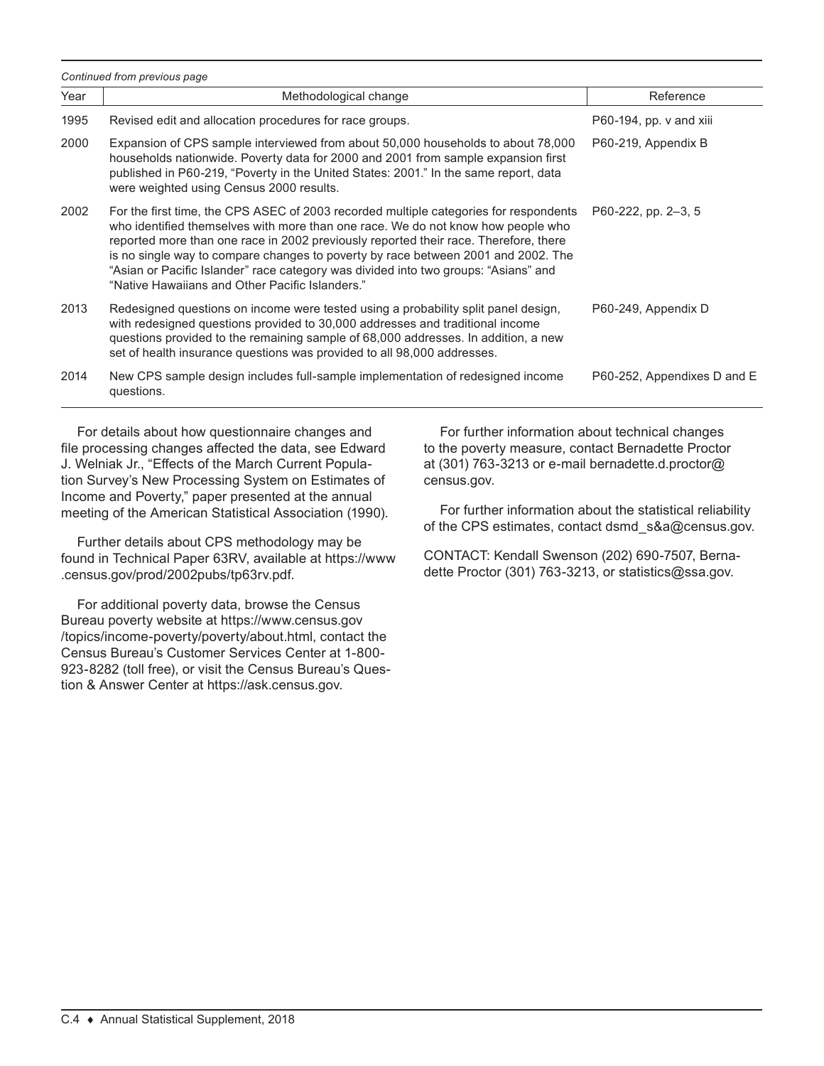*Continued from previous page*

| Year | Methodological change | Reference |
|---|---|---|
| 1995 | Revised edit and allocation procedures for race groups. | P60-194, pp. v and xiii |
| 2000 | Expansion of CPS sample interviewed from about 50,000 households to about 78,000 households nationwide. Poverty data for 2000 and 2001 from sample expansion first published in P60-219, "Poverty in the United States: 2001." In the same report, data were weighted using Census 2000 results. | P60-219, Appendix B |
| 2002 | For the first time, the CPS ASEC of 2003 recorded multiple categories for respondents who identified themselves with more than one race. We do not know how people who reported more than one race in 2002 previously reported their race. Therefore, there is no single way to compare changes to poverty by race between 2001 and 2002. The "Asian or Pacific Islander" race category was divided into two groups: "Asians" and "Native Hawaiians and Other Pacific Islanders." | P60-222, pp. 2–3, 5 |
| 2013 | Redesigned questions on income were tested using a probability split panel design, with redesigned questions provided to 30,000 addresses and traditional income questions provided to the remaining sample of 68,000 addresses. In addition, a new set of health insurance questions was provided to all 98,000 addresses. | P60-249, Appendix D |
| 2014 | New CPS sample design includes full-sample implementation of redesigned income questions. | P60-252, Appendixes D and E |

For details about how questionnaire changes and file processing changes affected the data, see Edward J. Welniak Jr., "Effects of the March Current Population Survey's New Processing System on Estimates of Income and Poverty," paper presented at the annual meeting of the American Statistical Association (1990).

Further details about CPS methodology may be found in Technical Paper 63RV, available at https://www.census.gov/prod/2002pubs/tp63rv.pdf.

For additional poverty data, browse the Census Bureau poverty website at https://www.census.gov/topics/income-poverty/poverty/about.html, contact the Census Bureau's Customer Services Center at 1-800-923-8282 (toll free), or visit the Census Bureau's Question & Answer Center at https://ask.census.gov.

For further information about technical changes to the poverty measure, contact Bernadette Proctor at (301) 763-3213 or e-mail bernadette.d.proctor@census.gov.

For further information about the statistical reliability of the CPS estimates, contact dsmd_s&a@census.gov.

CONTACT: Kendall Swenson (202) 690-7507, Bernadette Proctor (301) 763-3213, or statistics@ssa.gov.